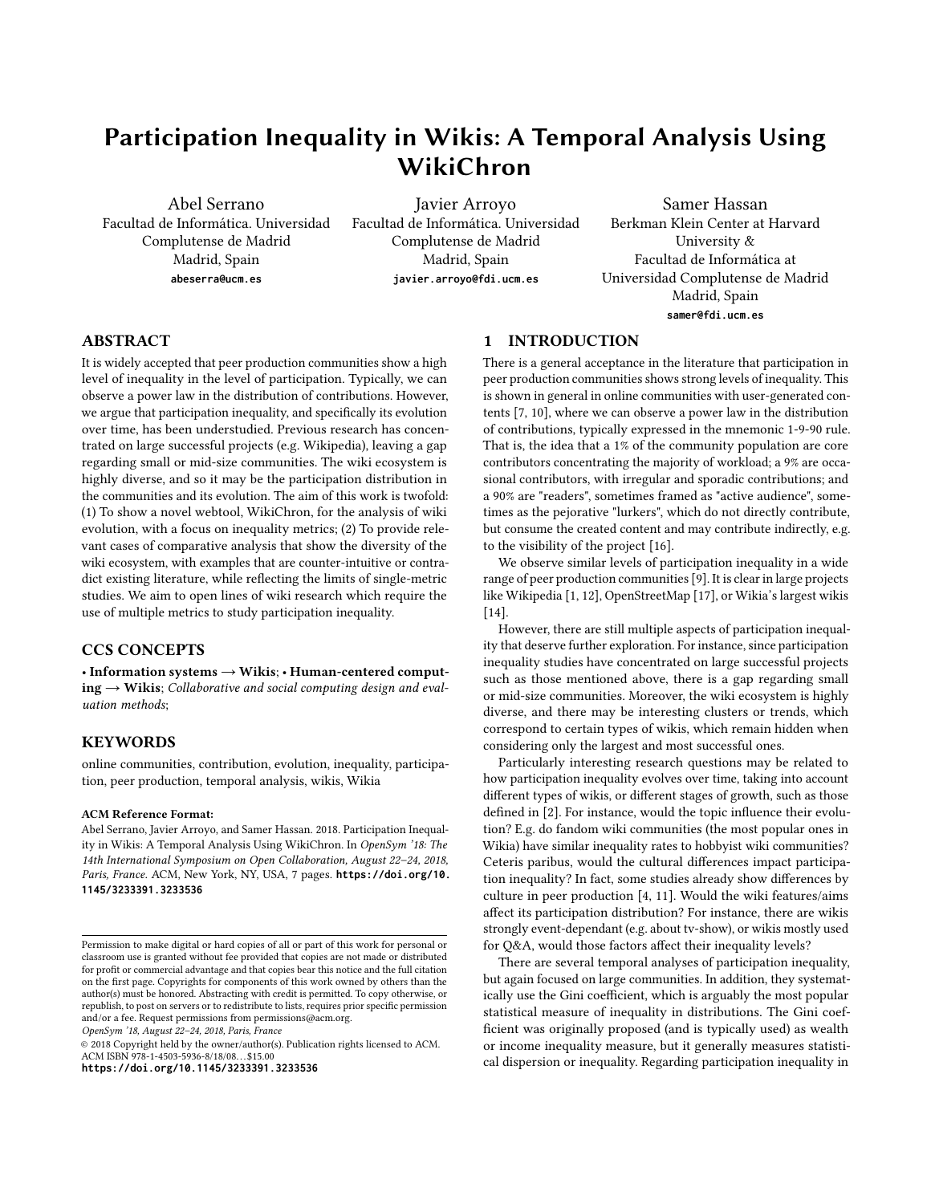# Participation Inequality in Wikis: A Temporal Analysis Using WikiChron

Abel Serrano
Facultad de Informática. Universidad Complutense de Madrid
Madrid, Spain
abeserra@ucm.es

Javier Arroyo
Facultad de Informática. Universidad Complutense de Madrid
Madrid, Spain
javier.arroyo@fdi.ucm.es

Samer Hassan
Berkman Klein Center at Harvard University &
Facultad de Informática at Universidad Complutense de Madrid
Madrid, Spain
samer@fdi.ucm.es

## ABSTRACT

It is widely accepted that peer production communities show a high level of inequality in the level of participation. Typically, we can observe a power law in the distribution of contributions. However, we argue that participation inequality, and specifically its evolution over time, has been understudied. Previous research has concentrated on large successful projects (e.g. Wikipedia), leaving a gap regarding small or mid-size communities. The wiki ecosystem is highly diverse, and so it may be the participation distribution in the communities and its evolution. The aim of this work is twofold: (1) To show a novel webtool, WikiChron, for the analysis of wiki evolution, with a focus on inequality metrics; (2) To provide relevant cases of comparative analysis that show the diversity of the wiki ecosystem, with examples that are counter-intuitive or contradict existing literature, while reflecting the limits of single-metric studies. We aim to open lines of wiki research which require the use of multiple metrics to study participation inequality.

## CCS CONCEPTS

• **Information systems → Wikis**; • **Human-centered computing → Wikis**; *Collaborative and social computing design and evaluation methods*;

## KEYWORDS

online communities, contribution, evolution, inequality, participation, peer production, temporal analysis, wikis, Wikia

**ACM Reference Format:**
Abel Serrano, Javier Arroyo, and Samer Hassan. 2018. Participation Inequality in Wikis: A Temporal Analysis Using WikiChron. In *OpenSym '18: The 14th International Symposium on Open Collaboration, August 22–24, 2018, Paris, France.* ACM, New York, NY, USA, 7 pages. **https://doi.org/10.1145/3233391.3233536**

Permission to make digital or hard copies of all or part of this work for personal or classroom use is granted without fee provided that copies are not made or distributed for profit or commercial advantage and that copies bear this notice and the full citation on the first page. Copyrights for components of this work owned by others than the author(s) must be honored. Abstracting with credit is permitted. To copy otherwise, or republish, to post on servers or to redistribute to lists, requires prior specific permission and/or a fee. Request permissions from permissions@acm.org.
*OpenSym '18, August 22–24, 2018, Paris, France*
© 2018 Copyright held by the owner/author(s). Publication rights licensed to ACM.
ACM ISBN 978-1-4503-5936-8/18/08…$15.00
**https://doi.org/10.1145/3233391.3233536**

## 1 INTRODUCTION

There is a general acceptance in the literature that participation in peer production communities shows strong levels of inequality. This is shown in general in online communities with user-generated contents [7, 10], where we can observe a power law in the distribution of contributions, typically expressed in the mnemonic 1-9-90 rule. That is, the idea that a 1% of the community population are core contributors concentrating the majority of workload; a 9% are occasional contributors, with irregular and sporadic contributions; and a 90% are "readers", sometimes framed as "active audience", sometimes as the pejorative "lurkers", which do not directly contribute, but consume the created content and may contribute indirectly, e.g. to the visibility of the project [16].

We observe similar levels of participation inequality in a wide range of peer production communities [9]. It is clear in large projects like Wikipedia [1, 12], OpenStreetMap [17], or Wikia's largest wikis [14].

However, there are still multiple aspects of participation inequality that deserve further exploration. For instance, since participation inequality studies have concentrated on large successful projects such as those mentioned above, there is a gap regarding small or mid-size communities. Moreover, the wiki ecosystem is highly diverse, and there may be interesting clusters or trends, which correspond to certain types of wikis, which remain hidden when considering only the largest and most successful ones.

Particularly interesting research questions may be related to how participation inequality evolves over time, taking into account different types of wikis, or different stages of growth, such as those defined in [2]. For instance, would the topic influence their evolution? E.g. do fandom wiki communities (the most popular ones in Wikia) have similar inequality rates to hobbyist wiki communities? Ceteris paribus, would the cultural differences impact participation inequality? In fact, some studies already show differences by culture in peer production [4, 11]. Would the wiki features/aims affect its participation distribution? For instance, there are wikis strongly event-dependant (e.g. about tv-show), or wikis mostly used for Q&A, would those factors affect their inequality levels?

There are several temporal analyses of participation inequality, but again focused on large communities. In addition, they systematically use the Gini coefficient, which is arguably the most popular statistical measure of inequality in distributions. The Gini coefficient was originally proposed (and is typically used) as wealth or income inequality measure, but it generally measures statistical dispersion or inequality. Regarding participation inequality in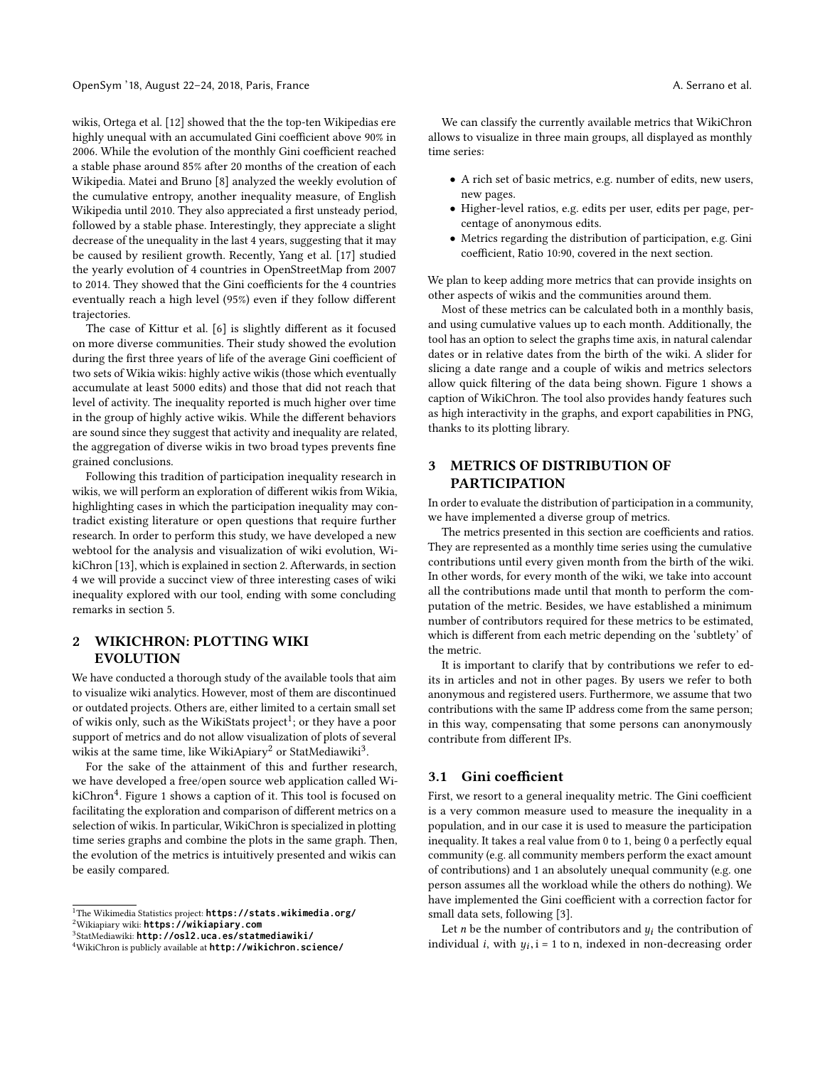wikis, Ortega et al. [12] showed that the the top-ten Wikipedias ere highly unequal with an accumulated Gini coefficient above 90% in 2006. While the evolution of the monthly Gini coefficient reached a stable phase around 85% after 20 months of the creation of each Wikipedia. Matei and Bruno [8] analyzed the weekly evolution of the cumulative entropy, another inequality measure, of English Wikipedia until 2010. They also appreciated a first unsteady period, followed by a stable phase. Interestingly, they appreciate a slight decrease of the unequality in the last 4 years, suggesting that it may be caused by resilient growth. Recently, Yang et al. [17] studied the yearly evolution of 4 countries in OpenStreetMap from 2007 to 2014. They showed that the Gini coefficients for the 4 countries eventually reach a high level (95%) even if they follow different trajectories.

The case of Kittur et al. [6] is slightly different as it focused on more diverse communities. Their study showed the evolution during the first three years of life of the average Gini coefficient of two sets of Wikia wikis: highly active wikis (those which eventually accumulate at least 5000 edits) and those that did not reach that level of activity. The inequality reported is much higher over time in the group of highly active wikis. While the different behaviors are sound since they suggest that activity and inequality are related, the aggregation of diverse wikis in two broad types prevents fine grained conclusions.

Following this tradition of participation inequality research in wikis, we will perform an exploration of different wikis from Wikia, highlighting cases in which the participation inequality may contradict existing literature or open questions that require further research. In order to perform this study, we have developed a new webtool for the analysis and visualization of wiki evolution, WikiChron [13], which is explained in section 2. Afterwards, in section 4 we will provide a succinct view of three interesting cases of wiki inequality explored with our tool, ending with some concluding remarks in section 5.

## 2 WIKICHRON: PLOTTING WIKI EVOLUTION

We have conducted a thorough study of the available tools that aim to visualize wiki analytics. However, most of them are discontinued or outdated projects. Others are, either limited to a certain small set of wikis only, such as the WikiStats project[1]; or they have a poor support of metrics and do not allow visualization of plots of several wikis at the same time, like WikiApiary[2] or StatMediawiki[3].

For the sake of the attainment of this and further research, we have developed a free/open source web application called WikiChron[4]. Figure 1 shows a caption of it. This tool is focused on facilitating the exploration and comparison of different metrics on a selection of wikis. In particular, WikiChron is specialized in plotting time series graphs and combine the plots in the same graph. Then, the evolution of the metrics is intuitively presented and wikis can be easily compared.

We can classify the currently available metrics that WikiChron allows to visualize in three main groups, all displayed as monthly time series:

- A rich set of basic metrics, e.g. number of edits, new users, new pages.
- Higher-level ratios, e.g. edits per user, edits per page, percentage of anonymous edits.
- Metrics regarding the distribution of participation, e.g. Gini coefficient, Ratio 10:90, covered in the next section.

We plan to keep adding more metrics that can provide insights on other aspects of wikis and the communities around them.

Most of these metrics can be calculated both in a monthly basis, and using cumulative values up to each month. Additionally, the tool has an option to select the graphs time axis, in natural calendar dates or in relative dates from the birth of the wiki. A slider for slicing a date range and a couple of wikis and metrics selectors allow quick filtering of the data being shown. Figure 1 shows a caption of WikiChron. The tool also provides handy features such as high interactivity in the graphs, and export capabilities in PNG, thanks to its plotting library.

## 3 METRICS OF DISTRIBUTION OF PARTICIPATION

In order to evaluate the distribution of participation in a community, we have implemented a diverse group of metrics.

The metrics presented in this section are coefficients and ratios. They are represented as a monthly time series using the cumulative contributions until every given month from the birth of the wiki. In other words, for every month of the wiki, we take into account all the contributions made until that month to perform the computation of the metric. Besides, we have established a minimum number of contributors required for these metrics to be estimated, which is different from each metric depending on the 'subtlety' of the metric.

It is important to clarify that by contributions we refer to edits in articles and not in other pages. By users we refer to both anonymous and registered users. Furthermore, we assume that two contributions with the same IP address come from the same person; in this way, compensating that some persons can anonymously contribute from different IPs.

### 3.1 Gini coefficient

First, we resort to a general inequality metric. The Gini coefficient is a very common measure used to measure the inequality in a population, and in our case it is used to measure the participation inequality. It takes a real value from 0 to 1, being 0 a perfectly equal community (e.g. all community members perform the exact amount of contributions) and 1 an absolutely unequal community (e.g. one person assumes all the workload while the others do nothing). We have implemented the Gini coefficient with a correction factor for small data sets, following [3].

Let $n$ be the number of contributors and $y_i$ the contribution of individual $i$, with $y_i$, i = 1 to n, indexed in non-decreasing order

[1] The Wikimedia Statistics project: **https://stats.wikimedia.org/**

[2] Wikiapiary wiki: **https://wikiapiary.com**

[3] StatMediawiki: **http://osl2.uca.es/statmediawiki/**

[4] WikiChron is publicly available at **http://wikichron.science/**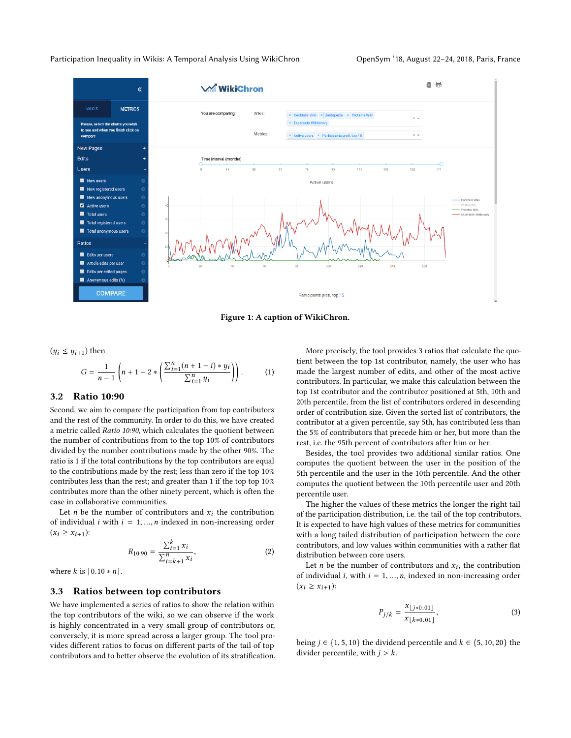Figure 1: A caption of WikiChron.

$(y_i \leq y_{i+1})$ then

$$G = \frac{1}{n-1}\left(n+1-2*\left(\frac{\sum_{i=1}^{n}(n+1-i)*y_i}{\sum_{i=1}^{n}y_i}\right)\right). \quad (1)$$

## 3.2 Ratio 10:90

Second, we aim to compare the participation from top contributors and the rest of the community. In order to do this, we have created a metric called *Ratio 10:90*, which calculates the quotient between the number of contributions from to the top 10% of contributors divided by the number contributions made by the other 90%. The ratio is 1 if the total contributions by the top contributors are equal to the contributions made by the rest; less than zero if the top 10% contributes less than the rest; and greater than 1 if the top top 10% contributes more than the other ninety percent, which is often the case in collaborative communities.

Let $n$ be the number of contributors and $x_i$ the contribution of individual $i$ with $i = 1, ..., n$ indexed in non-increasing order $(x_i \geq x_{i+1})$:

$$R_{10:90} = \frac{\sum_{i=1}^{k} x_i}{\sum_{i=k+1}^{n} x_i}, \quad (2)$$

where $k$ is $\lceil 0.10 * n \rceil$.

## 3.3 Ratios between top contributors

We have implemented a series of ratios to show the relation within the top contributors of the wiki, so we can observe if the work is highly concentrated in a very small group of contributors or, conversely, it is more spread across a larger group. The tool provides different ratios to focus on different parts of the tail of top contributors and to better observe the evolution of its stratification.

More precisely, the tool provides 3 ratios that calculate the quotient between the top 1st contributor, namely, the user who has made the largest number of edits, and other of the most active contributors. In particular, we make this calculation between the top 1st contributor and the contributor positioned at 5th, 10th and 20th percentile, from the list of contributors ordered in descending order of contribution size. Given the sorted list of contributors, the contributor at a given percentile, say 5th, has contributed less than the 5% of contributors that precede him or her, but more than the rest, i.e. the 95th percent of contributors after him or her.

Besides, the tool provides two additional similar ratios. One computes the quotient between the user in the position of the 5th percentile and the user in the 10th percentile. And the other computes the quotient between the 10th percentile user and 20th percentile user.

The higher the values of these metrics the longer the right tail of the participation distribution, i.e. the tail of the top contributors. It is expected to have high values of these metrics for communities with a long tailed distribution of participation between the core contributors, and low values within communities with a rather flat distribution between core users.

Let $n$ be the number of contributors and $x_i$, the contribution of individual $i$, with $i = 1, ..., n$, indexed in non-increasing order $(x_i \geq x_{i+1})$:

$$P_{j/k} = \frac{x_{\lfloor j*0.01 \rfloor}}{x_{\lfloor k*0.01 \rfloor}}, \quad (3)$$

being $j \in \{1, 5, 10\}$ the dividend percentile and $k \in \{5, 10, 20\}$ the divider percentile, with $j > k$.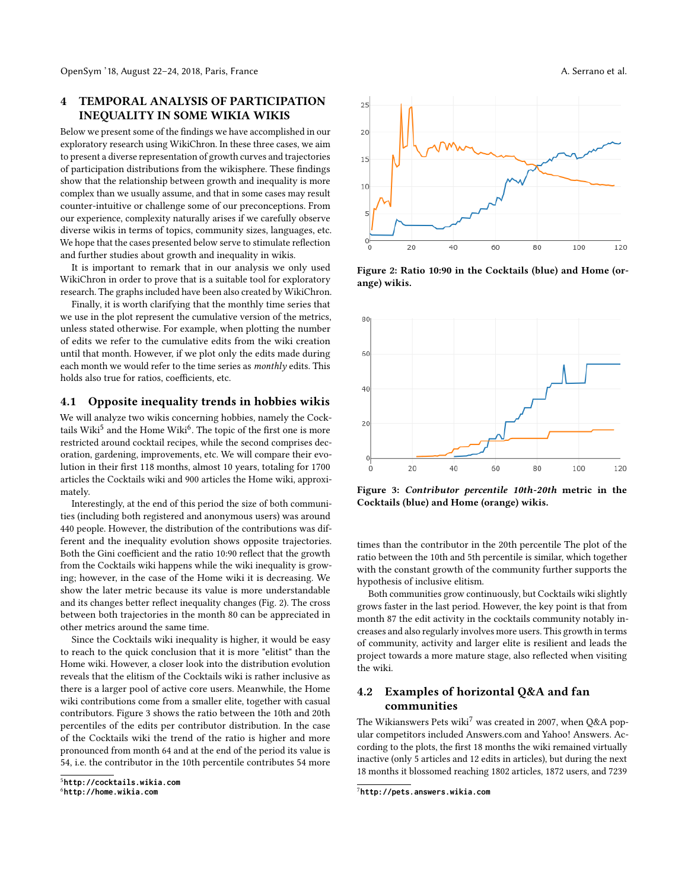## 4 TEMPORAL ANALYSIS OF PARTICIPATION INEQUALITY IN SOME WIKIA WIKIS

Below we present some of the findings we have accomplished in our exploratory research using WikiChron. In these three cases, we aim to present a diverse representation of growth curves and trajectories of participation distributions from the wikisphere. These findings show that the relationship between growth and inequality is more complex than we usually assume, and that in some cases may result counter-intuitive or challenge some of our preconceptions. From our experience, complexity naturally arises if we carefully observe diverse wikis in terms of topics, community sizes, languages, etc. We hope that the cases presented below serve to stimulate reflection and further studies about growth and inequality in wikis.

It is important to remark that in our analysis we only used WikiChron in order to prove that is a suitable tool for exploratory research. The graphs included have been also created by WikiChron.

Finally, it is worth clarifying that the monthly time series that we use in the plot represent the cumulative version of the metrics, unless stated otherwise. For example, when plotting the number of edits we refer to the cumulative edits from the wiki creation until that month. However, if we plot only the edits made during each month we would refer to the time series as *monthly* edits. This holds also true for ratios, coefficients, etc.

### 4.1 Opposite inequality trends in hobbies wikis

We will analyze two wikis concerning hobbies, namely the Cocktails Wiki[5] and the Home Wiki[6]. The topic of the first one is more restricted around cocktail recipes, while the second comprises decoration, gardening, improvements, etc. We will compare their evolution in their first 118 months, almost 10 years, totaling for 1700 articles the Cocktails wiki and 900 articles the Home wiki, approximately.

Interestingly, at the end of this period the size of both communities (including both registered and anonymous users) was around 440 people. However, the distribution of the contributions was different and the inequality evolution shows opposite trajectories. Both the Gini coefficient and the ratio 10:90 reflect that the growth from the Cocktails wiki happens while the wiki inequality is growing; however, in the case of the Home wiki it is decreasing. We show the later metric because its value is more understandable and its changes better reflect inequality changes (Fig. 2). The cross between both trajectories in the month 80 can be appreciated in other metrics around the same time.

Since the Cocktails wiki inequality is higher, it would be easy to reach to the quick conclusion that it is more "elitist" than the Home wiki. However, a closer look into the distribution evolution reveals that the elitism of the Cocktails wiki is rather inclusive as there is a larger pool of active core users. Meanwhile, the Home wiki contributions come from a smaller elite, together with casual contributors. Figure 3 shows the ratio between the 10th and 20th percentiles of the edits per contributor distribution. In the case of the Cocktails wiki the trend of the ratio is higher and more pronounced from month 64 and at the end of the period its value is 54, i.e. the contributor in the 10th percentile contributes 54 more times than the contributor in the 20th percentile The plot of the ratio between the 10th and 5th percentile is similar, which together with the constant growth of the community further supports the hypothesis of inclusive elitism.

Figure 2: Ratio 10:90 in the Cocktails (blue) and Home (orange) wikis.

Figure 3: ***Contributor percentile 10th-20th*** metric in the Cocktails (blue) and Home (orange) wikis.

Both communities grow continuously, but Cocktails wiki slightly grows faster in the last period. However, the key point is that from month 87 the edit activity in the cocktails community notably increases and also regularly involves more users. This growth in terms of community, activity and larger elite is resilient and leads the project towards a more mature stage, also reflected when visiting the wiki.

### 4.2 Examples of horizontal Q&A and fan communities

The Wikianswers Pets wiki[7] was created in 2007, when Q&A popular competitors included Answers.com and Yahoo! Answers. According to the plots, the first 18 months the wiki remained virtually inactive (only 5 articles and 12 edits in articles), but during the next 18 months it blossomed reaching 1802 articles, 1872 users, and 7239

[5] http://cocktails.wikia.com
[6] http://home.wikia.com
[7] http://pets.answers.wikia.com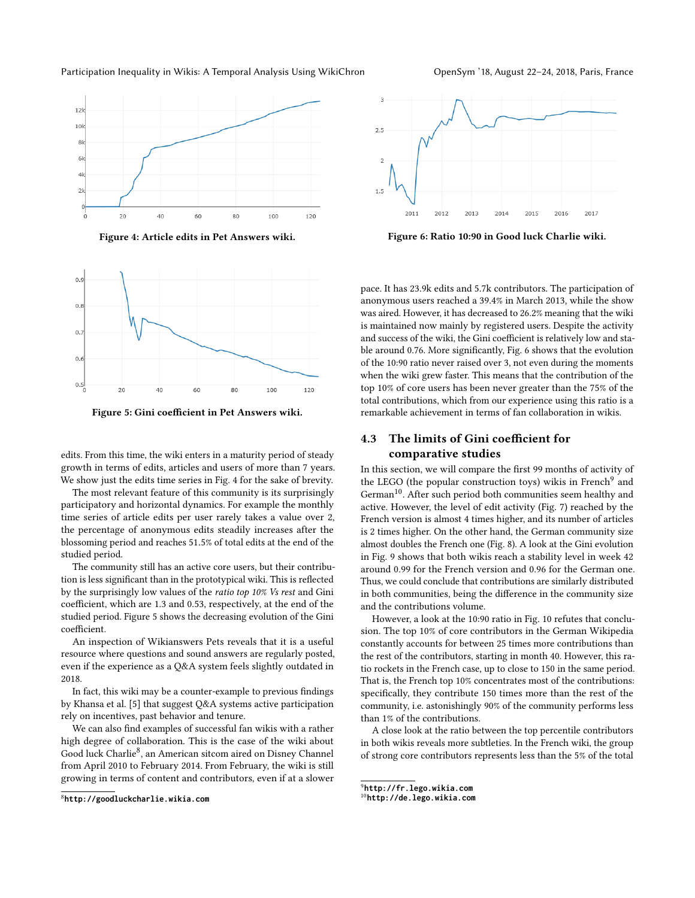Figure 4: Article edits in Pet Answers wiki.

Figure 5: Gini coefficient in Pet Answers wiki.

edits. From this time, the wiki enters in a maturity period of steady growth in terms of edits, articles and users of more than 7 years. We show just the edits time series in Fig. 4 for the sake of brevity.

The most relevant feature of this community is its surprisingly participatory and horizontal dynamics. For example the monthly time series of article edits per user rarely takes a value over 2, the percentage of anonymous edits steadily increases after the blossoming period and reaches 51.5% of total edits at the end of the studied period.

The community still has an active core users, but their contribution is less significant than in the prototypical wiki. This is reflected by the surprisingly low values of the *ratio top 10% Vs rest* and Gini coefficient, which are 1.3 and 0.53, respectively, at the end of the studied period. Figure 5 shows the decreasing evolution of the Gini coefficient.

An inspection of Wikianswers Pets reveals that it is a useful resource where questions and sound answers are regularly posted, even if the experience as a Q&A system feels slightly outdated in 2018.

In fact, this wiki may be a counter-example to previous findings by Khansa et al. [5] that suggest Q&A systems active participation rely on incentives, past behavior and tenure.

We can also find examples of successful fan wikis with a rather high degree of collaboration. This is the case of the wiki about Good luck Charlie[8], an American sitcom aired on Disney Channel from April 2010 to February 2014. From February, the wiki is still growing in terms of content and contributors, even if at a slower

[8]http://goodluckcharlie.wikia.com

Figure 6: Ratio 10:90 in Good luck Charlie wiki.

pace. It has 23.9k edits and 5.7k contributors. The participation of anonymous users reached a 39.4% in March 2013, while the show was aired. However, it has decreased to 26.2% meaning that the wiki is maintained now mainly by registered users. Despite the activity and success of the wiki, the Gini coefficient is relatively low and stable around 0.76. More significantly, Fig. 6 shows that the evolution of the 10:90 ratio never raised over 3, not even during the moments when the wiki grew faster. This means that the contribution of the top 10% of core users has been never greater than the 75% of the total contributions, which from our experience using this ratio is a remarkable achievement in terms of fan collaboration in wikis.

## 4.3 The limits of Gini coefficient for comparative studies

In this section, we will compare the first 99 months of activity of the LEGO (the popular construction toys) wikis in French[9] and German[10]. After such period both communities seem healthy and active. However, the level of edit activity (Fig. 7) reached by the French version is almost 4 times higher, and its number of articles is 2 times higher. On the other hand, the German community size almost doubles the French one (Fig. 8). A look at the Gini evolution in Fig. 9 shows that both wikis reach a stability level in week 42 around 0.99 for the French version and 0.96 for the German one. Thus, we could conclude that contributions are similarly distributed in both communities, being the difference in the community size and the contributions volume.

However, a look at the 10:90 ratio in Fig. 10 refutes that conclusion. The top 10% of core contributors in the German Wikipedia constantly accounts for between 25 times more contributions than the rest of the contributors, starting in month 40. However, this ratio rockets in the French case, up to close to 150 in the same period. That is, the French top 10% concentrates most of the contributions: specifically, they contribute 150 times more than the rest of the community, i.e. astonishingly 90% of the community performs less than 1% of the contributions.

A close look at the ratio between the top percentile contributors in both wikis reveals more subtleties. In the French wiki, the group of strong core contributors represents less than the 5% of the total

[9]http://fr.lego.wikia.com

[10]http://de.lego.wikia.com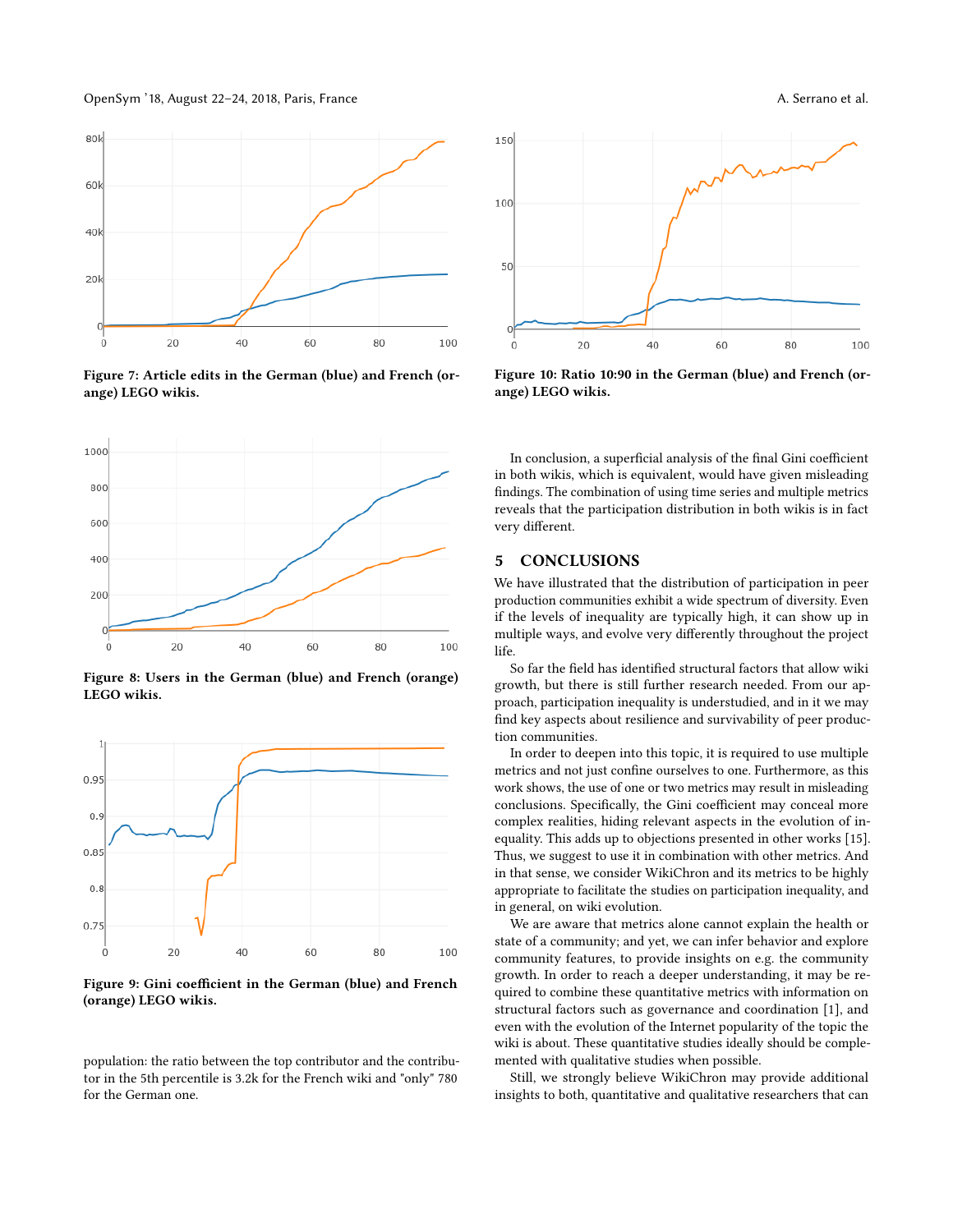Figure 7: Article edits in the German (blue) and French (orange) LEGO wikis.

Figure 8: Users in the German (blue) and French (orange) LEGO wikis.

Figure 9: Gini coefficient in the German (blue) and French (orange) LEGO wikis.

population: the ratio between the top contributor and the contributor in the 5th percentile is 3.2k for the French wiki and "only" 780 for the German one.

Figure 10: Ratio 10:90 in the German (blue) and French (orange) LEGO wikis.

In conclusion, a superficial analysis of the final Gini coefficient in both wikis, which is equivalent, would have given misleading findings. The combination of using time series and multiple metrics reveals that the participation distribution in both wikis is in fact very different.

## 5 CONCLUSIONS

We have illustrated that the distribution of participation in peer production communities exhibit a wide spectrum of diversity. Even if the levels of inequality are typically high, it can show up in multiple ways, and evolve very differently throughout the project life.

So far the field has identified structural factors that allow wiki growth, but there is still further research needed. From our approach, participation inequality is understudied, and in it we may find key aspects about resilience and survivability of peer production communities.

In order to deepen into this topic, it is required to use multiple metrics and not just confine ourselves to one. Furthermore, as this work shows, the use of one or two metrics may result in misleading conclusions. Specifically, the Gini coefficient may conceal more complex realities, hiding relevant aspects in the evolution of inequality. This adds up to objections presented in other works [15]. Thus, we suggest to use it in combination with other metrics. And in that sense, we consider WikiChron and its metrics to be highly appropriate to facilitate the studies on participation inequality, and in general, on wiki evolution.

We are aware that metrics alone cannot explain the health or state of a community; and yet, we can infer behavior and explore community features, to provide insights on e.g. the community growth. In order to reach a deeper understanding, it may be required to combine these quantitative metrics with information on structural factors such as governance and coordination [1], and even with the evolution of the Internet popularity of the topic the wiki is about. These quantitative studies ideally should be complemented with qualitative studies when possible.

Still, we strongly believe WikiChron may provide additional insights to both, quantitative and qualitative researchers that can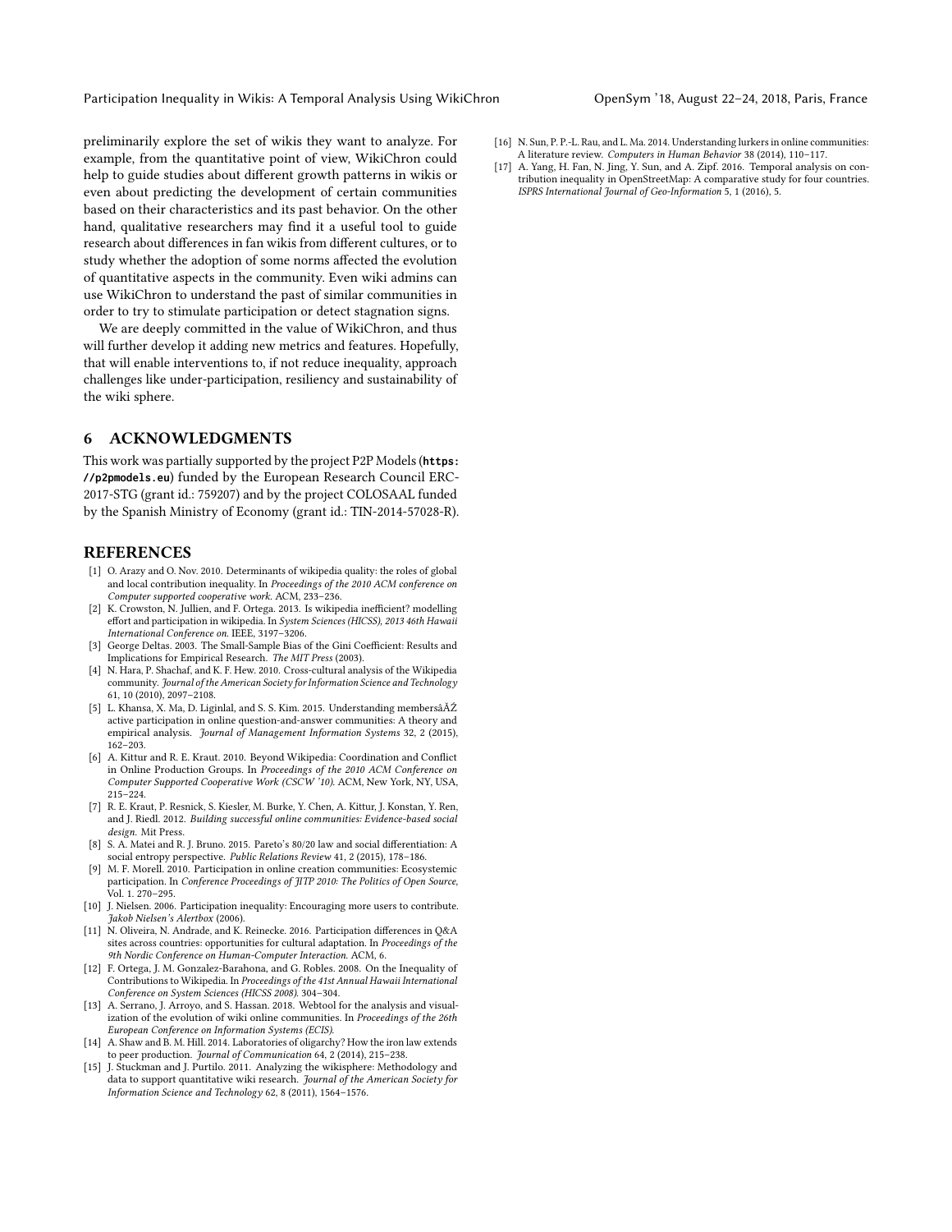preliminarily explore the set of wikis they want to analyze. For example, from the quantitative point of view, WikiChron could help to guide studies about different growth patterns in wikis or even about predicting the development of certain communities based on their characteristics and its past behavior. On the other hand, qualitative researchers may find it a useful tool to guide research about differences in fan wikis from different cultures, or to study whether the adoption of some norms affected the evolution of quantitative aspects in the community. Even wiki admins can use WikiChron to understand the past of similar communities in order to try to stimulate participation or detect stagnation signs.

We are deeply committed in the value of WikiChron, and thus will further develop it adding new metrics and features. Hopefully, that will enable interventions to, if not reduce inequality, approach challenges like under-participation, resiliency and sustainability of the wiki sphere.

## 6 ACKNOWLEDGMENTS

This work was partially supported by the project P2P Models (**https://p2pmodels.eu**) funded by the European Research Council ERC-2017-STG (grant id.: 759207) and by the project COLOSAAL funded by the Spanish Ministry of Economy (grant id.: TIN-2014-57028-R).

## REFERENCES

[1] O. Arazy and O. Nov. 2010. Determinants of wikipedia quality: the roles of global and local contribution inequality. In *Proceedings of the 2010 ACM conference on Computer supported cooperative work*. ACM, 233–236.

[2] K. Crowston, N. Jullien, and F. Ortega. 2013. Is wikipedia inefficient? modelling effort and participation in wikipedia. In *System Sciences (HICSS), 2013 46th Hawaii International Conference on*. IEEE, 3197–3206.

[3] George Deltas. 2003. The Small-Sample Bias of the Gini Coefficient: Results and Implications for Empirical Research. *The MIT Press* (2003).

[4] N. Hara, P. Shachaf, and K. F. Hew. 2010. Cross-cultural analysis of the Wikipedia community. *Journal of the American Society for Information Science and Technology* 61, 10 (2010), 2097–2108.

[5] L. Khansa, X. Ma, D. Liginlal, and S. S. Kim. 2015. Understanding membersâĂŽ active participation in online question-and-answer communities: A theory and empirical analysis. *Journal of Management Information Systems* 32, 2 (2015), 162–203.

[6] A. Kittur and R. E. Kraut. 2010. Beyond Wikipedia: Coordination and Conflict in Online Production Groups. In *Proceedings of the 2010 ACM Conference on Computer Supported Cooperative Work (CSCW '10)*. ACM, New York, NY, USA, 215–224.

[7] R. E. Kraut, P. Resnick, S. Kiesler, M. Burke, Y. Chen, A. Kittur, J. Konstan, Y. Ren, and J. Riedl. 2012. *Building successful online communities: Evidence-based social design*. Mit Press.

[8] S. A. Matei and R. J. Bruno. 2015. Pareto's 80/20 law and social differentiation: A social entropy perspective. *Public Relations Review* 41, 2 (2015), 178–186.

[9] M. F. Morell. 2010. Participation in online creation communities: Ecosystemic participation. In *Conference Proceedings of JITP 2010: The Politics of Open Source*, Vol. 1. 270–295.

[10] J. Nielsen. 2006. Participation inequality: Encouraging more users to contribute. *Jakob Nielsen's Alertbox* (2006).

[11] N. Oliveira, N. Andrade, and K. Reinecke. 2016. Participation differences in Q&A sites across countries: opportunities for cultural adaptation. In *Proceedings of the 9th Nordic Conference on Human-Computer Interaction*. ACM, 6.

[12] F. Ortega, J. M. Gonzalez-Barahona, and G. Robles. 2008. On the Inequality of Contributions to Wikipedia. In *Proceedings of the 41st Annual Hawaii International Conference on System Sciences (HICSS 2008)*. 304–304.

[13] A. Serrano, J. Arroyo, and S. Hassan. 2018. Webtool for the analysis and visualization of the evolution of wiki online communities. In *Proceedings of the 26th European Conference on Information Systems (ECIS)*.

[14] A. Shaw and B. M. Hill. 2014. Laboratories of oligarchy? How the iron law extends to peer production. *Journal of Communication* 64, 2 (2014), 215–238.

[15] J. Stuckman and J. Purtilo. 2011. Analyzing the wikisphere: Methodology and data to support quantitative wiki research. *Journal of the American Society for Information Science and Technology* 62, 8 (2011), 1564–1576.

[16] N. Sun, P. P.-L. Rau, and L. Ma. 2014. Understanding lurkers in online communities: A literature review. *Computers in Human Behavior* 38 (2014), 110–117.

[17] A. Yang, H. Fan, N. Jing, Y. Sun, and A. Zipf. 2016. Temporal analysis on contribution inequality in OpenStreetMap: A comparative study for four countries. *ISPRS International Journal of Geo-Information* 5, 1 (2016), 5.